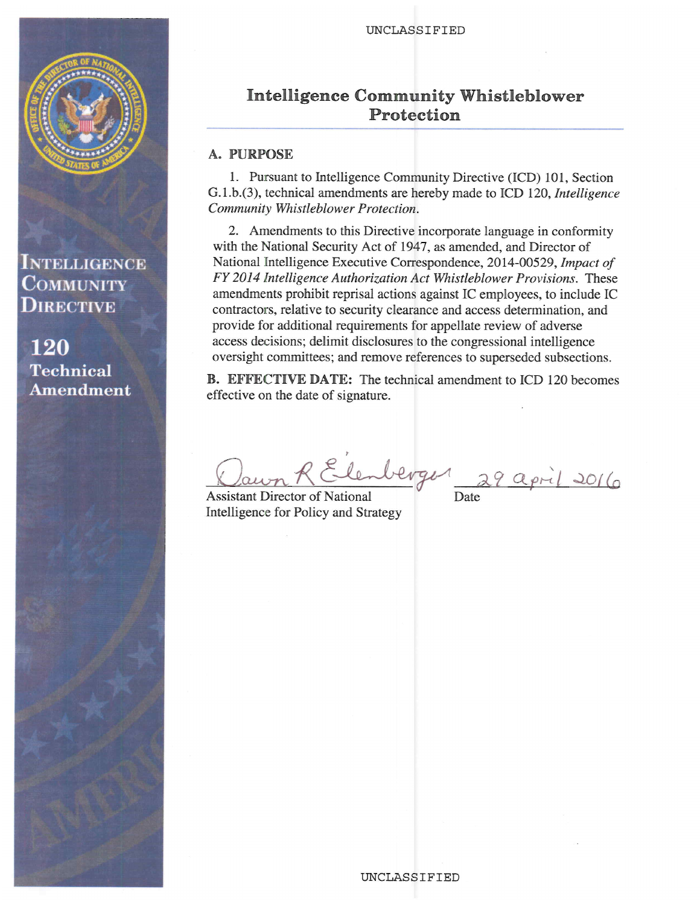UNCLASSIFIED

INTELLIGENCE COMMUNITY DIRECTIVE

120
Technical Amendment

# Intelligence Community Whistleblower Protection

## A. PURPOSE

1. Pursuant to Intelligence Community Directive (ICD) 101, Section G.1.b.(3), technical amendments are hereby made to ICD 120, *Intelligence Community Whistleblower Protection*.

2. Amendments to this Directive incorporate language in conformity with the National Security Act of 1947, as amended, and Director of National Intelligence Executive Correspondence, 2014-00529, *Impact of FY 2014 Intelligence Authorization Act Whistleblower Provisions*. These amendments prohibit reprisal actions against IC employees, to include IC contractors, relative to security clearance and access determination, and provide for additional requirements for appellate review of adverse access decisions; delimit disclosures to the congressional intelligence oversight committees; and remove references to superseded subsections.

**B. EFFECTIVE DATE:** The technical amendment to ICD 120 becomes effective on the date of signature.

Dawn R Eilenberger — 29 april 2016

Assistant Director of National Intelligence for Policy and Strategy — Date

UNCLASSIFIED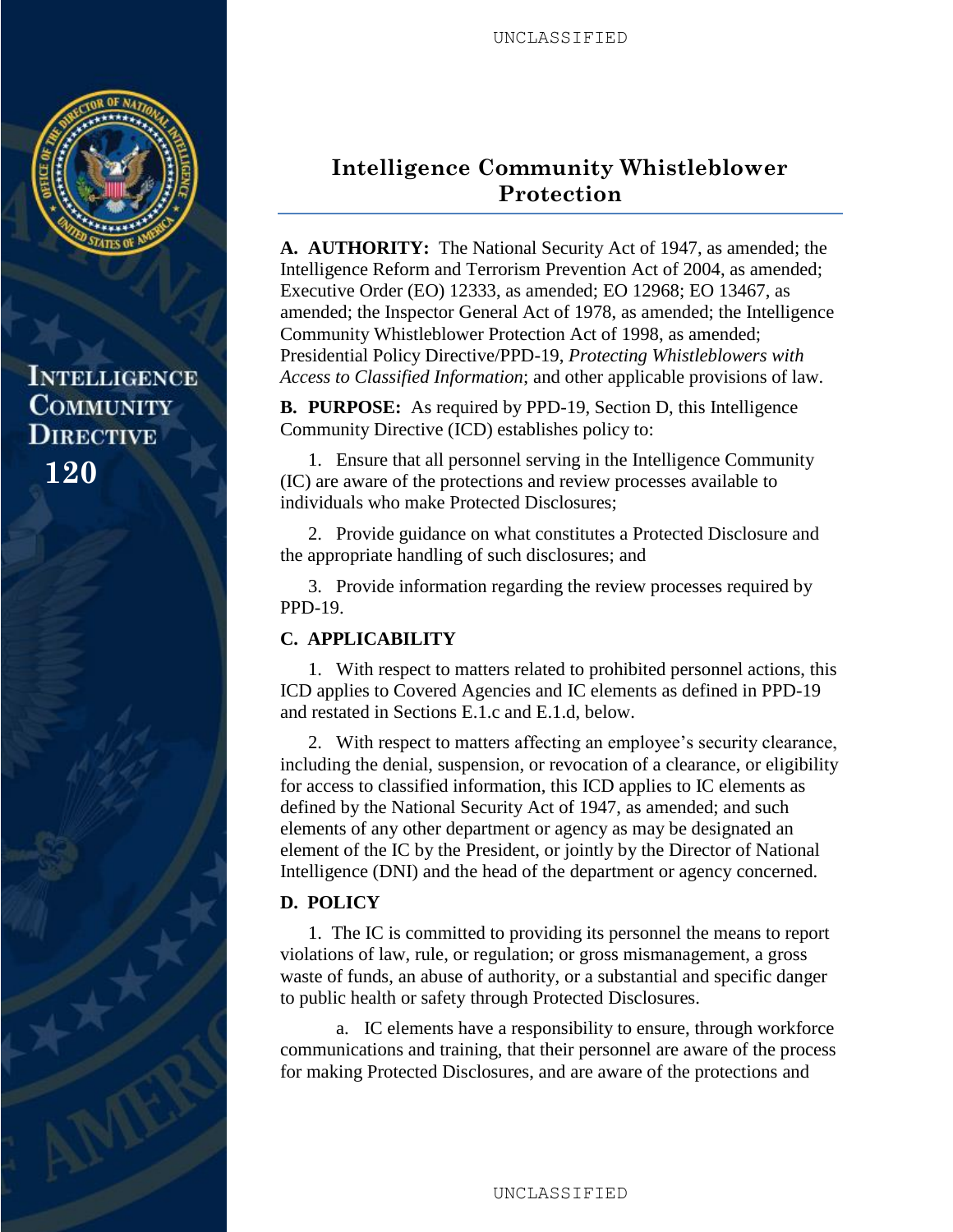# Intelligence Community Whistleblower Protection

INTELLIGENCE COMMUNITY DIRECTIVE 120

**A. AUTHORITY:** The National Security Act of 1947, as amended; the Intelligence Reform and Terrorism Prevention Act of 2004, as amended; Executive Order (EO) 12333, as amended; EO 12968; EO 13467, as amended; the Inspector General Act of 1978, as amended; the Intelligence Community Whistleblower Protection Act of 1998, as amended; Presidential Policy Directive/PPD-19, *Protecting Whistleblowers with Access to Classified Information*; and other applicable provisions of law.

**B. PURPOSE:** As required by PPD-19, Section D, this Intelligence Community Directive (ICD) establishes policy to:

1. Ensure that all personnel serving in the Intelligence Community (IC) are aware of the protections and review processes available to individuals who make Protected Disclosures;

2. Provide guidance on what constitutes a Protected Disclosure and the appropriate handling of such disclosures; and

3. Provide information regarding the review processes required by PPD-19.

**C. APPLICABILITY**

1. With respect to matters related to prohibited personnel actions, this ICD applies to Covered Agencies and IC elements as defined in PPD-19 and restated in Sections E.1.c and E.1.d, below.

2. With respect to matters affecting an employee's security clearance, including the denial, suspension, or revocation of a clearance, or eligibility for access to classified information, this ICD applies to IC elements as defined by the National Security Act of 1947, as amended; and such elements of any other department or agency as may be designated an element of the IC by the President, or jointly by the Director of National Intelligence (DNI) and the head of the department or agency concerned.

**D. POLICY**

1. The IC is committed to providing its personnel the means to report violations of law, rule, or regulation; or gross mismanagement, a gross waste of funds, an abuse of authority, or a substantial and specific danger to public health or safety through Protected Disclosures.

a. IC elements have a responsibility to ensure, through workforce communications and training, that their personnel are aware of the process for making Protected Disclosures, and are aware of the protections and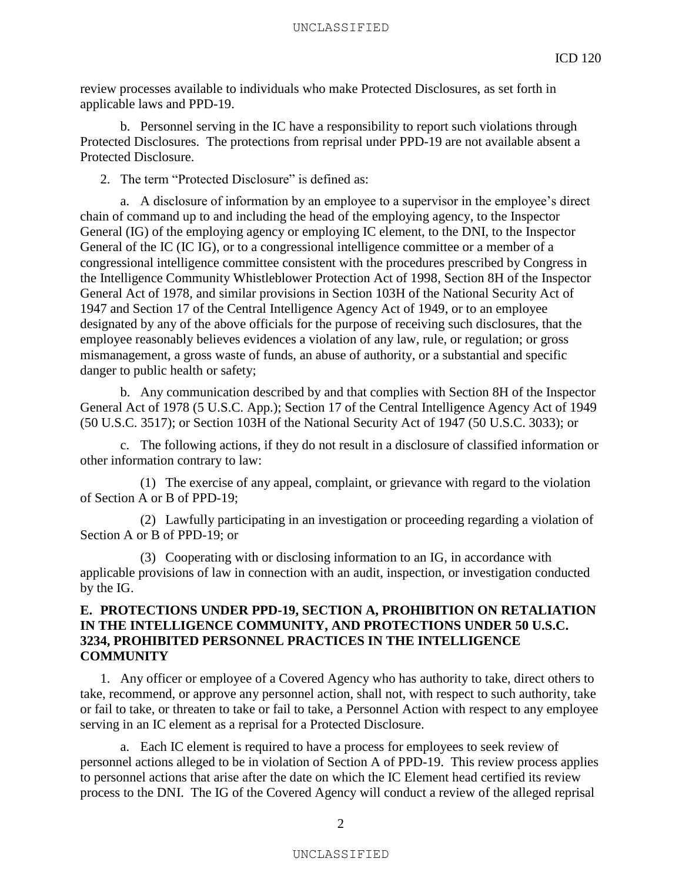review processes available to individuals who make Protected Disclosures, as set forth in applicable laws and PPD-19.

b. Personnel serving in the IC have a responsibility to report such violations through Protected Disclosures. The protections from reprisal under PPD-19 are not available absent a Protected Disclosure.

2. The term “Protected Disclosure” is defined as:

a. A disclosure of information by an employee to a supervisor in the employee’s direct chain of command up to and including the head of the employing agency, to the Inspector General (IG) of the employing agency or employing IC element, to the DNI, to the Inspector General of the IC (IC IG), or to a congressional intelligence committee or a member of a congressional intelligence committee consistent with the procedures prescribed by Congress in the Intelligence Community Whistleblower Protection Act of 1998, Section 8H of the Inspector General Act of 1978, and similar provisions in Section 103H of the National Security Act of 1947 and Section 17 of the Central Intelligence Agency Act of 1949, or to an employee designated by any of the above officials for the purpose of receiving such disclosures, that the employee reasonably believes evidences a violation of any law, rule, or regulation; or gross mismanagement, a gross waste of funds, an abuse of authority, or a substantial and specific danger to public health or safety;

b. Any communication described by and that complies with Section 8H of the Inspector General Act of 1978 (5 U.S.C. App.); Section 17 of the Central Intelligence Agency Act of 1949 (50 U.S.C. 3517); or Section 103H of the National Security Act of 1947 (50 U.S.C. 3033); or

c. The following actions, if they do not result in a disclosure of classified information or other information contrary to law:

(1) The exercise of any appeal, complaint, or grievance with regard to the violation of Section A or B of PPD-19;

(2) Lawfully participating in an investigation or proceeding regarding a violation of Section A or B of PPD-19; or

(3) Cooperating with or disclosing information to an IG, in accordance with applicable provisions of law in connection with an audit, inspection, or investigation conducted by the IG.

## E. PROTECTIONS UNDER PPD-19, SECTION A, PROHIBITION ON RETALIATION IN THE INTELLIGENCE COMMUNITY, AND PROTECTIONS UNDER 50 U.S.C. 3234, PROHIBITED PERSONNEL PRACTICES IN THE INTELLIGENCE COMMUNITY

1. Any officer or employee of a Covered Agency who has authority to take, direct others to take, recommend, or approve any personnel action, shall not, with respect to such authority, take or fail to take, or threaten to take or fail to take, a Personnel Action with respect to any employee serving in an IC element as a reprisal for a Protected Disclosure.

a. Each IC element is required to have a process for employees to seek review of personnel actions alleged to be in violation of Section A of PPD-19. This review process applies to personnel actions that arise after the date on which the IC Element head certified its review process to the DNI. The IG of the Covered Agency will conduct a review of the alleged reprisal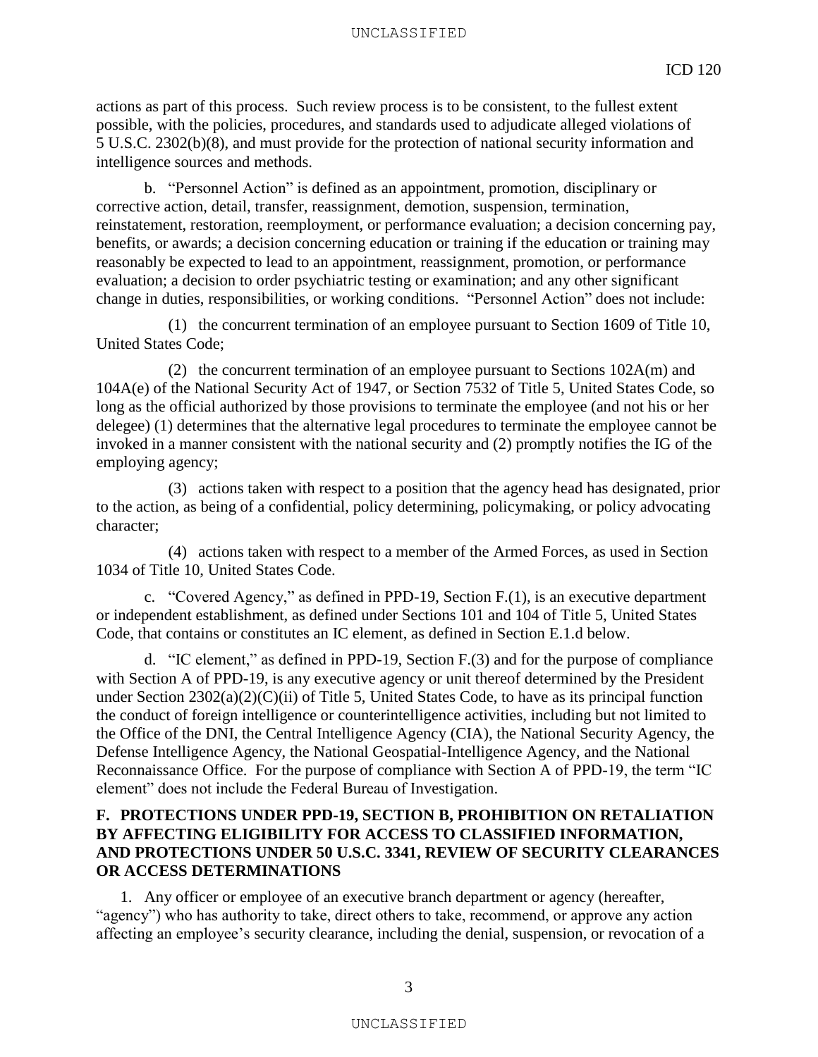actions as part of this process. Such review process is to be consistent, to the fullest extent possible, with the policies, procedures, and standards used to adjudicate alleged violations of 5 U.S.C. 2302(b)(8), and must provide for the protection of national security information and intelligence sources and methods.

b. "Personnel Action" is defined as an appointment, promotion, disciplinary or corrective action, detail, transfer, reassignment, demotion, suspension, termination, reinstatement, restoration, reemployment, or performance evaluation; a decision concerning pay, benefits, or awards; a decision concerning education or training if the education or training may reasonably be expected to lead to an appointment, reassignment, promotion, or performance evaluation; a decision to order psychiatric testing or examination; and any other significant change in duties, responsibilities, or working conditions. "Personnel Action" does not include:

(1) the concurrent termination of an employee pursuant to Section 1609 of Title 10, United States Code;

(2) the concurrent termination of an employee pursuant to Sections 102A(m) and 104A(e) of the National Security Act of 1947, or Section 7532 of Title 5, United States Code, so long as the official authorized by those provisions to terminate the employee (and not his or her delegee) (1) determines that the alternative legal procedures to terminate the employee cannot be invoked in a manner consistent with the national security and (2) promptly notifies the IG of the employing agency;

(3) actions taken with respect to a position that the agency head has designated, prior to the action, as being of a confidential, policy determining, policymaking, or policy advocating character;

(4) actions taken with respect to a member of the Armed Forces, as used in Section 1034 of Title 10, United States Code.

c. "Covered Agency," as defined in PPD-19, Section F.(1), is an executive department or independent establishment, as defined under Sections 101 and 104 of Title 5, United States Code, that contains or constitutes an IC element, as defined in Section E.1.d below.

d. "IC element," as defined in PPD-19, Section F.(3) and for the purpose of compliance with Section A of PPD-19, is any executive agency or unit thereof determined by the President under Section 2302(a)(2)(C)(ii) of Title 5, United States Code, to have as its principal function the conduct of foreign intelligence or counterintelligence activities, including but not limited to the Office of the DNI, the Central Intelligence Agency (CIA), the National Security Agency, the Defense Intelligence Agency, the National Geospatial-Intelligence Agency, and the National Reconnaissance Office. For the purpose of compliance with Section A of PPD-19, the term "IC element" does not include the Federal Bureau of Investigation.

## F. PROTECTIONS UNDER PPD-19, SECTION B, PROHIBITION ON RETALIATION BY AFFECTING ELIGIBILITY FOR ACCESS TO CLASSIFIED INFORMATION, AND PROTECTIONS UNDER 50 U.S.C. 3341, REVIEW OF SECURITY CLEARANCES OR ACCESS DETERMINATIONS

1. Any officer or employee of an executive branch department or agency (hereafter, "agency") who has authority to take, direct others to take, recommend, or approve any action affecting an employee's security clearance, including the denial, suspension, or revocation of a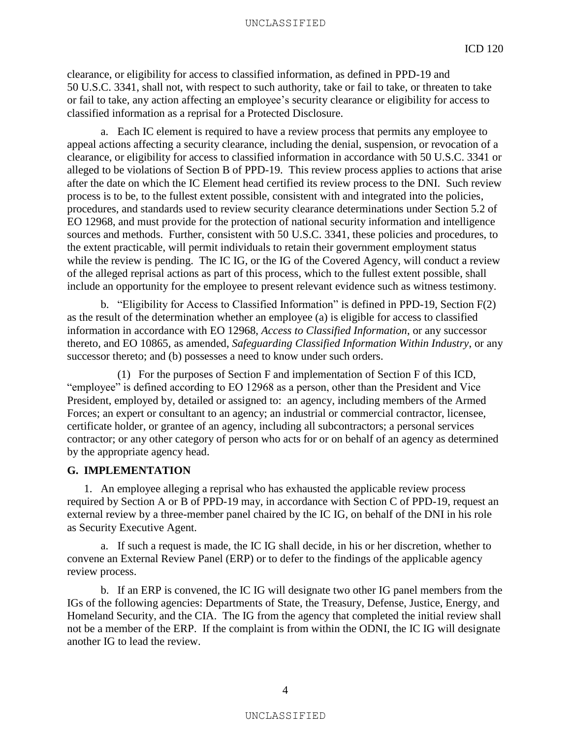clearance, or eligibility for access to classified information, as defined in PPD-19 and 50 U.S.C. 3341, shall not, with respect to such authority, take or fail to take, or threaten to take or fail to take, any action affecting an employee's security clearance or eligibility for access to classified information as a reprisal for a Protected Disclosure.

a. Each IC element is required to have a review process that permits any employee to appeal actions affecting a security clearance, including the denial, suspension, or revocation of a clearance, or eligibility for access to classified information in accordance with 50 U.S.C. 3341 or alleged to be violations of Section B of PPD-19. This review process applies to actions that arise after the date on which the IC Element head certified its review process to the DNI. Such review process is to be, to the fullest extent possible, consistent with and integrated into the policies, procedures, and standards used to review security clearance determinations under Section 5.2 of EO 12968, and must provide for the protection of national security information and intelligence sources and methods. Further, consistent with 50 U.S.C. 3341, these policies and procedures, to the extent practicable, will permit individuals to retain their government employment status while the review is pending. The IC IG, or the IG of the Covered Agency, will conduct a review of the alleged reprisal actions as part of this process, which to the fullest extent possible, shall include an opportunity for the employee to present relevant evidence such as witness testimony.

b. "Eligibility for Access to Classified Information" is defined in PPD-19, Section F(2) as the result of the determination whether an employee (a) is eligible for access to classified information in accordance with EO 12968, *Access to Classified Information*, or any successor thereto, and EO 10865, as amended, *Safeguarding Classified Information Within Industry*, or any successor thereto; and (b) possesses a need to know under such orders.

(1) For the purposes of Section F and implementation of Section F of this ICD, "employee" is defined according to EO 12968 as a person, other than the President and Vice President, employed by, detailed or assigned to: an agency, including members of the Armed Forces; an expert or consultant to an agency; an industrial or commercial contractor, licensee, certificate holder, or grantee of an agency, including all subcontractors; a personal services contractor; or any other category of person who acts for or on behalf of an agency as determined by the appropriate agency head.

## G. IMPLEMENTATION

1. An employee alleging a reprisal who has exhausted the applicable review process required by Section A or B of PPD-19 may, in accordance with Section C of PPD-19, request an external review by a three-member panel chaired by the IC IG, on behalf of the DNI in his role as Security Executive Agent.

a. If such a request is made, the IC IG shall decide, in his or her discretion, whether to convene an External Review Panel (ERP) or to defer to the findings of the applicable agency review process.

b. If an ERP is convened, the IC IG will designate two other IG panel members from the IGs of the following agencies: Departments of State, the Treasury, Defense, Justice, Energy, and Homeland Security, and the CIA. The IG from the agency that completed the initial review shall not be a member of the ERP. If the complaint is from within the ODNI, the IC IG will designate another IG to lead the review.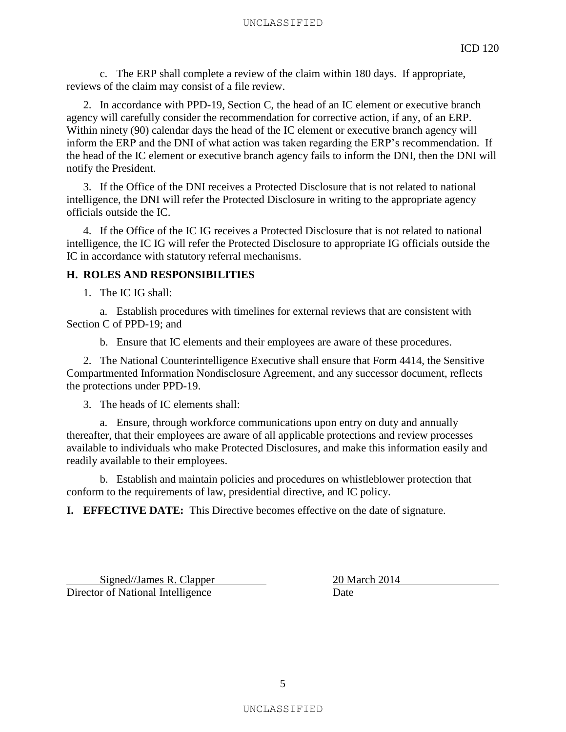c. The ERP shall complete a review of the claim within 180 days. If appropriate, reviews of the claim may consist of a file review.

2. In accordance with PPD-19, Section C, the head of an IC element or executive branch agency will carefully consider the recommendation for corrective action, if any, of an ERP. Within ninety (90) calendar days the head of the IC element or executive branch agency will inform the ERP and the DNI of what action was taken regarding the ERP's recommendation. If the head of the IC element or executive branch agency fails to inform the DNI, then the DNI will notify the President.

3. If the Office of the DNI receives a Protected Disclosure that is not related to national intelligence, the DNI will refer the Protected Disclosure in writing to the appropriate agency officials outside the IC.

4. If the Office of the IC IG receives a Protected Disclosure that is not related to national intelligence, the IC IG will refer the Protected Disclosure to appropriate IG officials outside the IC in accordance with statutory referral mechanisms.

## H. ROLES AND RESPONSIBILITIES

1. The IC IG shall:

a. Establish procedures with timelines for external reviews that are consistent with Section C of PPD-19; and

b. Ensure that IC elements and their employees are aware of these procedures.

2. The National Counterintelligence Executive shall ensure that Form 4414, the Sensitive Compartmented Information Nondisclosure Agreement, and any successor document, reflects the protections under PPD-19.

3. The heads of IC elements shall:

a. Ensure, through workforce communications upon entry on duty and annually thereafter, that their employees are aware of all applicable protections and review processes available to individuals who make Protected Disclosures, and make this information easily and readily available to their employees.

b. Establish and maintain policies and procedures on whistleblower protection that conform to the requirements of law, presidential directive, and IC policy.

**I. EFFECTIVE DATE:** This Directive becomes effective on the date of signature.

Signed//James R. Clapper
Director of National Intelligence

20 March 2014
Date